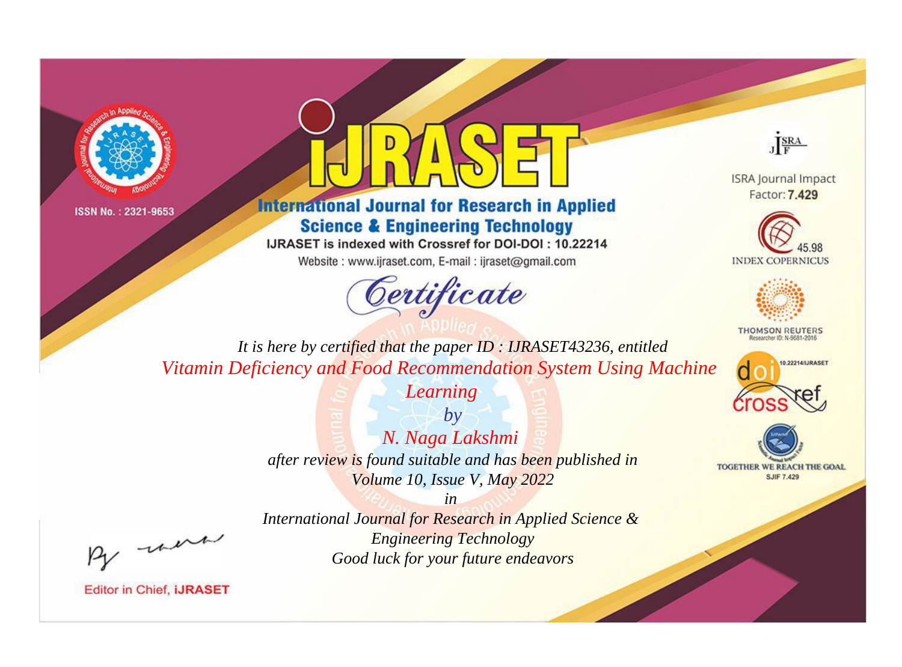ISSN No. : 2321-9653

# iJRASET

## International Journal for Research in Applied Science & Engineering Technology

IJRASET is indexed with Crossref for DOI-DOI : 10.22214

Website : www.ijraset.com, E-mail : ijraset@gmail.com

ISRA Journal Impact Factor: **7.429**

45.98 INDEX COPERNICUS

THOMSON REUTERS Researcher ID: N-9681-2016

10.22214/IJRASET

TOGETHER WE REACH THE GOAL SJIF 7.429

# *Certificate*

*It is here by certified that the paper ID : IJRASET43236, entitled*

*Vitamin Deficiency and Food Recommendation System Using Machine Learning*

*by*

*N. Naga Lakshmi*

*after review is found suitable and has been published in*

*Volume 10, Issue V, May 2022*

*in*

*International Journal for Research in Applied Science & Engineering Technology*

*Good luck for your future endeavors*

Editor in Chief, **iJRASET**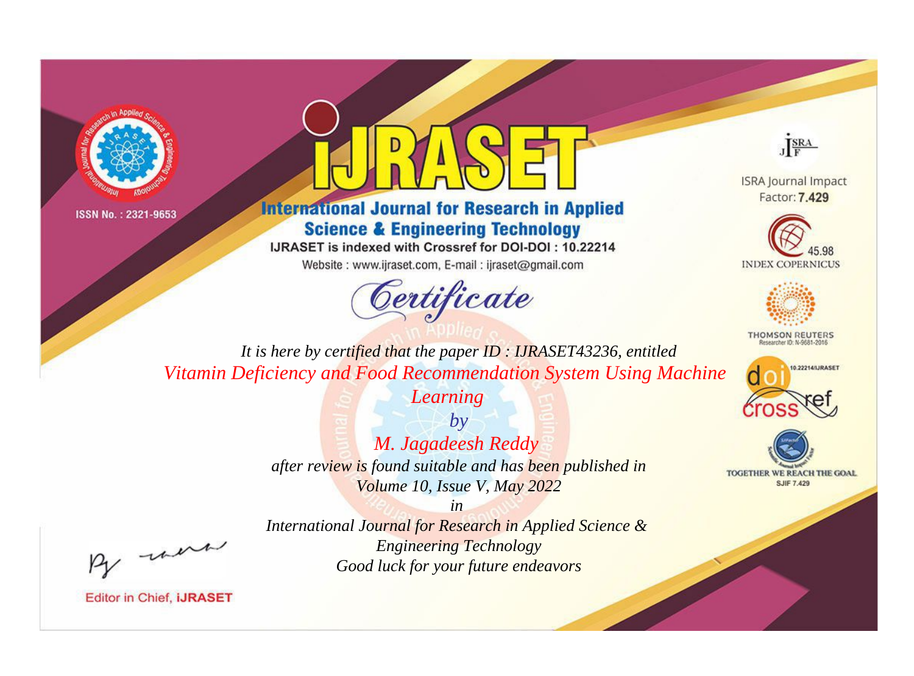ISSN No. : 2321-9653

# IJRASET

## International Journal for Research in Applied Science & Engineering Technology

IJRASET is indexed with Crossref for DOI-DOI : 10.22214

Website : www.ijraset.com, E-mail : ijraset@gmail.com

ISRA Journal Impact Factor: **7.429**

45.98 INDEX COPERNICUS

THOMSON REUTERS Researcher ID: N-9681-2016

10.22214/IJRASET

TOGETHER WE REACH THE GOAL SJIF 7.429

# *Certificate*

*It is here by certified that the paper ID : IJRASET43236, entitled*

*Vitamin Deficiency and Food Recommendation System Using Machine Learning*

*by*

*M. Jagadeesh Reddy*

*after review is found suitable and has been published in*

*Volume 10, Issue V, May 2022*

*in*

*International Journal for Research in Applied Science & Engineering Technology*

*Good luck for your future endeavors*

Editor in Chief, **iJRASET**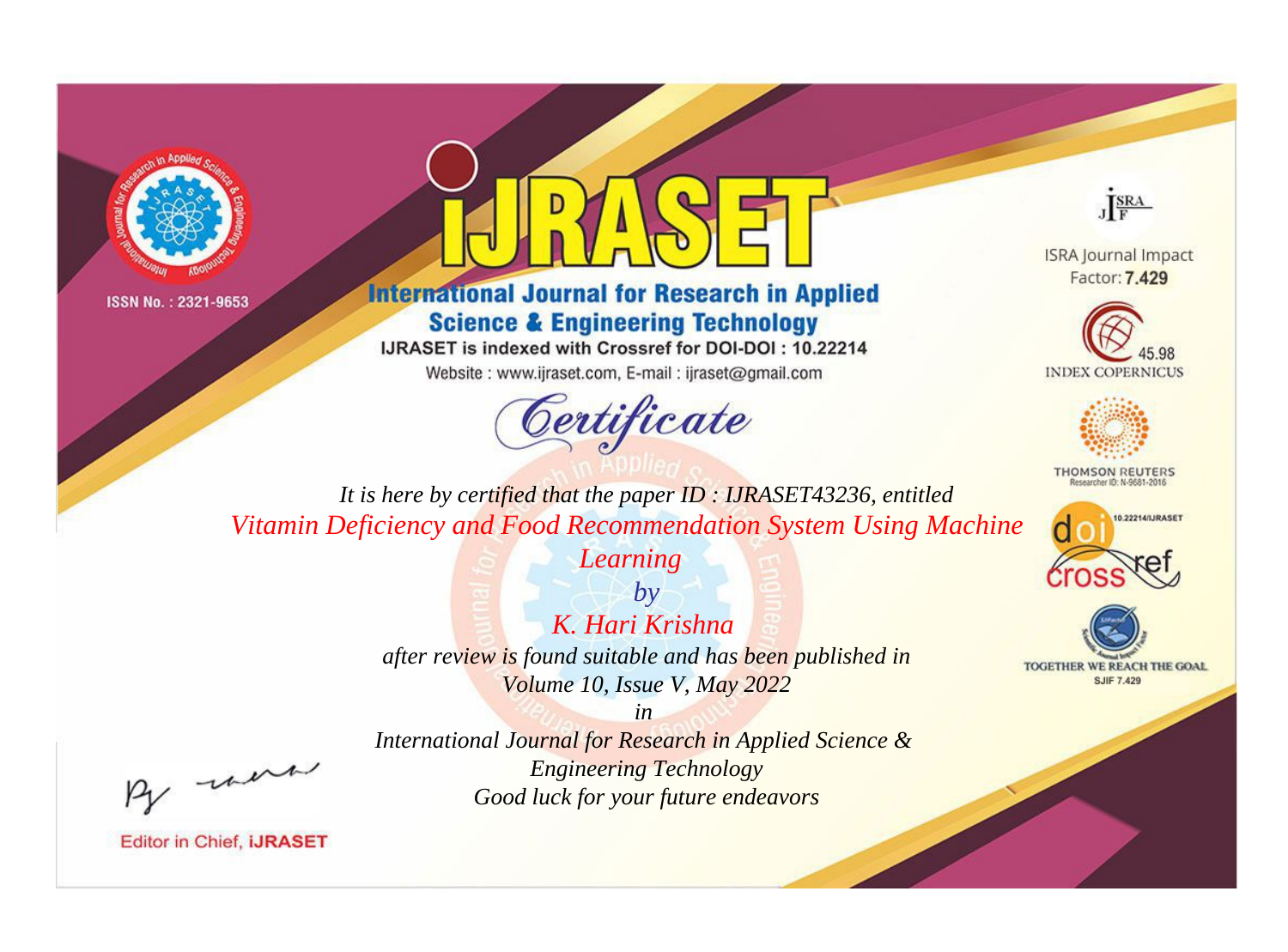ISSN No. : 2321-9653

# iJRASET

## International Journal for Research in Applied Science & Engineering Technology

IJRASET is indexed with Crossref for DOI-DOI : 10.22214

Website : www.ijraset.com, E-mail : ijraset@gmail.com

*Certificate*

*It is here by certified that the paper ID : IJRASET43236, entitled*

*Vitamin Deficiency and Food Recommendation System Using Machine Learning*

*by*

*K. Hari Krishna*

*after review is found suitable and has been published in*

*Volume 10, Issue V, May 2022*

*in*

*International Journal for Research in Applied Science & Engineering Technology*

*Good luck for your future endeavors*

ISRA Journal Impact Factor: **7.429**

45.98 INDEX COPERNICUS

THOMSON REUTERS Researcher ID: N-9681-2016

10.22214/IJRASET

TOGETHER WE REACH THE GOAL SJIF 7.429

Editor in Chief, **iJRASET**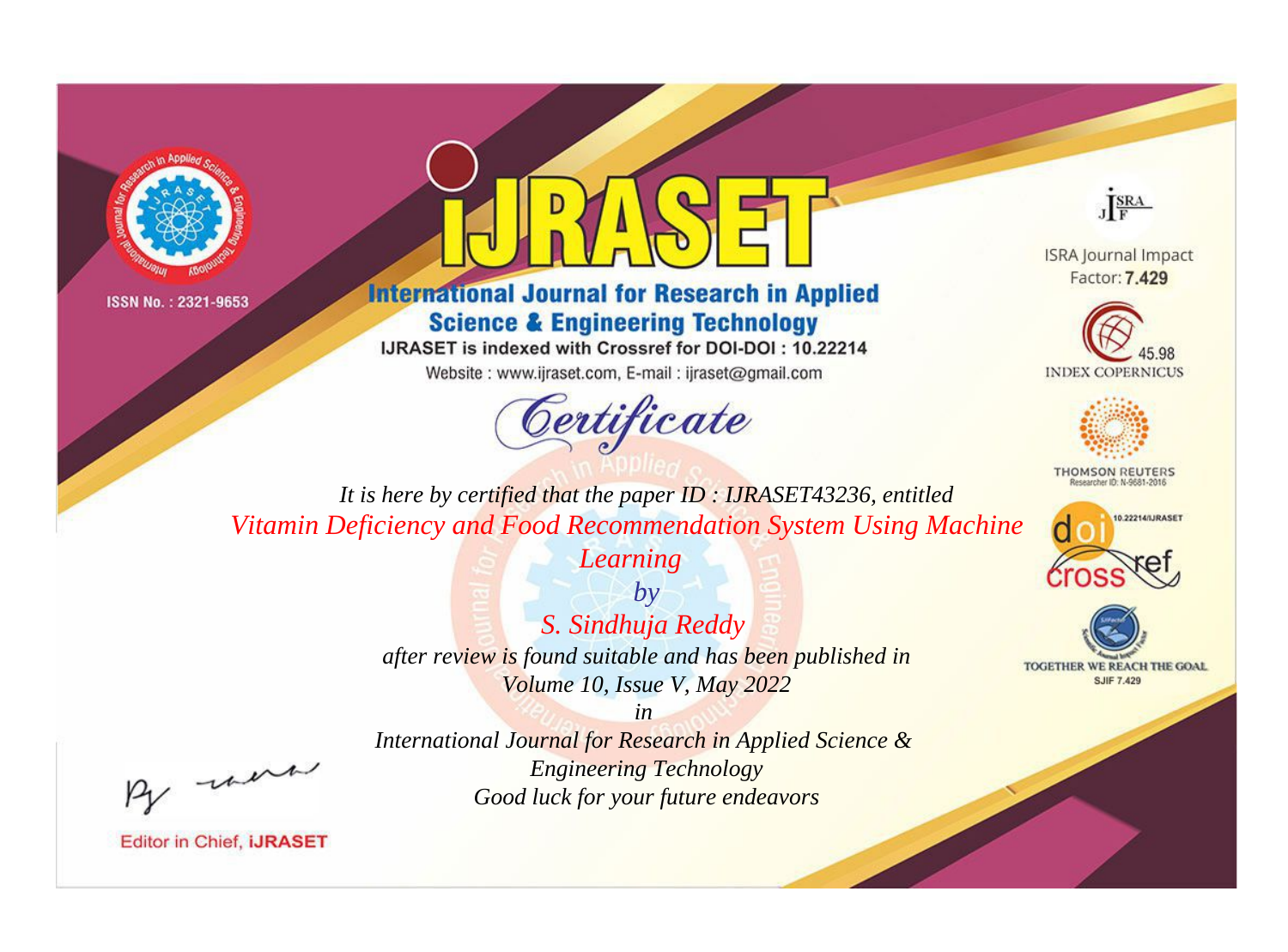ISSN No. : 2321-9653

# iJRASET

## International Journal for Research in Applied Science & Engineering Technology

IJRASET is indexed with Crossref for DOI-DOI : 10.22214

Website : www.ijraset.com, E-mail : ijraset@gmail.com

*Certificate*

ISRA Journal Impact Factor: **7.429**

45.98 INDEX COPERNICUS

THOMSON REUTERS Researcher ID: N-9681-2016

10.22214/IJRASET

TOGETHER WE REACH THE GOAL SJIF 7.429

*It is here by certified that the paper ID : IJRASET43236, entitled*

*Vitamin Deficiency and Food Recommendation System Using Machine Learning*

*by*

*S. Sindhuja Reddy*

*after review is found suitable and has been published in*

*Volume 10, Issue V, May 2022*

*in*

*International Journal for Research in Applied Science & Engineering Technology*

*Good luck for your future endeavors*

Editor in Chief, **iJRASET**